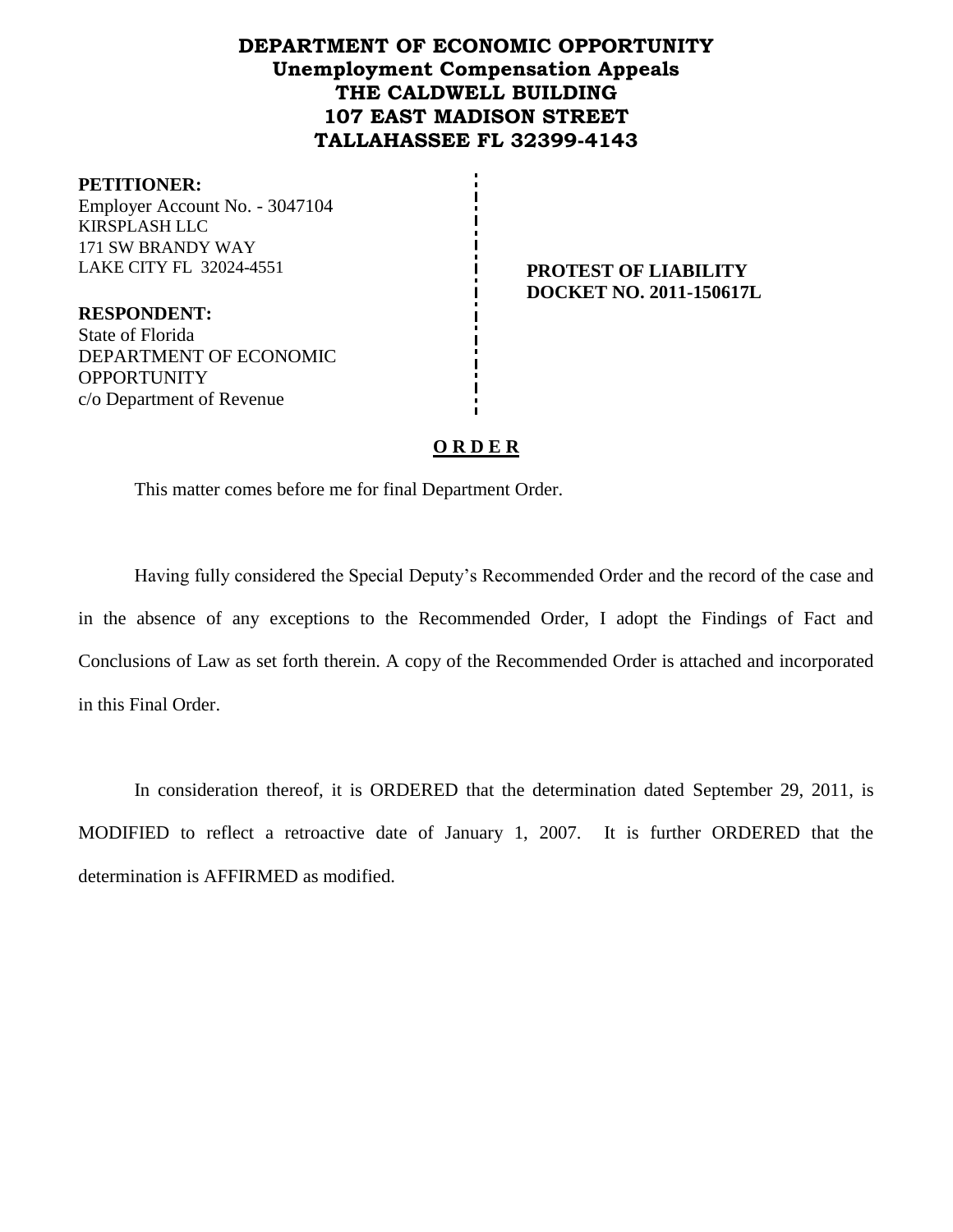# DEPARTMENT OF ECONOMIC OPPORTUNITY
## Unemployment Compensation Appeals
## THE CALDWELL BUILDING
## 107 EAST MADISON STREET
## TALLAHASSEE FL 32399-4143

**PETITIONER:**
Employer Account No. - 3047104
KIRSPLASH LLC
171 SW BRANDY WAY
LAKE CITY FL 32024-4551

**RESPONDENT:**
State of Florida
DEPARTMENT OF ECONOMIC OPPORTUNITY
c/o Department of Revenue

**PROTEST OF LIABILITY**
**DOCKET NO. 2011-150617L**

## O R D E R

This matter comes before me for final Department Order.

Having fully considered the Special Deputy's Recommended Order and the record of the case and in the absence of any exceptions to the Recommended Order, I adopt the Findings of Fact and Conclusions of Law as set forth therein. A copy of the Recommended Order is attached and incorporated in this Final Order.

In consideration thereof, it is ORDERED that the determination dated September 29, 2011, is MODIFIED to reflect a retroactive date of January 1, 2007. It is further ORDERED that the determination is AFFIRMED as modified.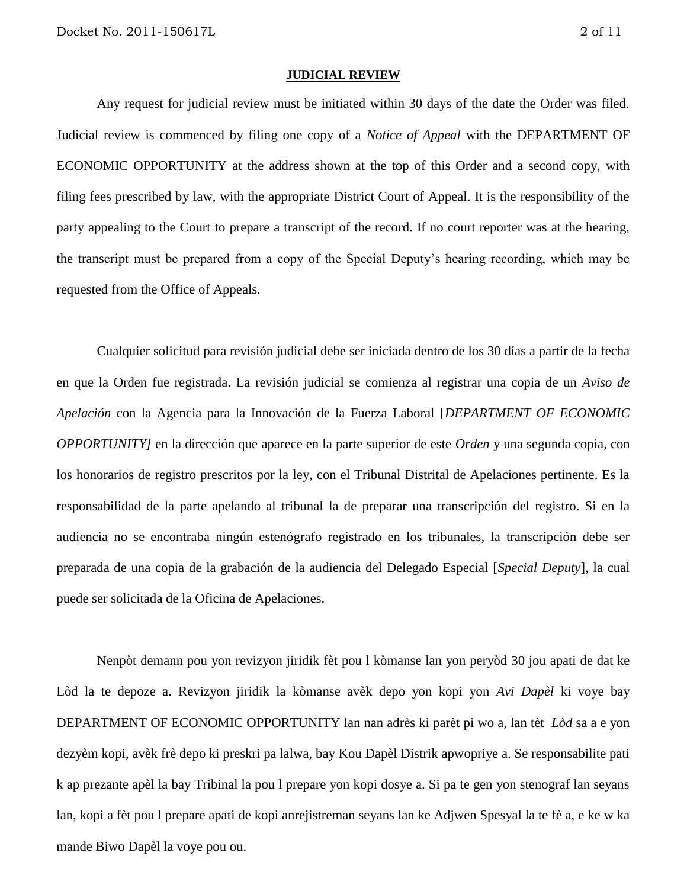## JUDICIAL REVIEW

Any request for judicial review must be initiated within 30 days of the date the Order was filed. Judicial review is commenced by filing one copy of a *Notice of Appeal* with the DEPARTMENT OF ECONOMIC OPPORTUNITY at the address shown at the top of this Order and a second copy, with filing fees prescribed by law, with the appropriate District Court of Appeal. It is the responsibility of the party appealing to the Court to prepare a transcript of the record. If no court reporter was at the hearing, the transcript must be prepared from a copy of the Special Deputy's hearing recording, which may be requested from the Office of Appeals.

Cualquier solicitud para revisión judicial debe ser iniciada dentro de los 30 días a partir de la fecha en que la Orden fue registrada. La revisión judicial se comienza al registrar una copia de un *Aviso de Apelación* con la Agencia para la Innovación de la Fuerza Laboral [*DEPARTMENT OF ECONOMIC OPPORTUNITY]* en la dirección que aparece en la parte superior de este *Orden* y una segunda copia, con los honorarios de registro prescritos por la ley, con el Tribunal Distrital de Apelaciones pertinente. Es la responsabilidad de la parte apelando al tribunal la de preparar una transcripción del registro. Si en la audiencia no se encontraba ningún estenógrafo registrado en los tribunales, la transcripción debe ser preparada de una copia de la grabación de la audiencia del Delegado Especial [*Special Deputy*], la cual puede ser solicitada de la Oficina de Apelaciones.

Nenpòt demann pou yon revizyon jiridik fèt pou l kòmanse lan yon peryòd 30 jou apati de dat ke Lòd la te depoze a. Revizyon jiridik la kòmanse avèk depo yon kopi yon *Avi Dapèl* ki voye bay DEPARTMENT OF ECONOMIC OPPORTUNITY lan nan adrès ki parèt pi wo a, lan tèt *Lòd* sa a e yon dezyèm kopi, avèk frè depo ki preskri pa lalwa, bay Kou Dapèl Distrik apwopriye a. Se responsabilite pati k ap prezante apèl la bay Tribinal la pou l prepare yon kopi dosye a. Si pa te gen yon stenograf lan seyans lan, kopi a fèt pou l prepare apati de kopi anrejistreman seyans lan ke Adjwen Spesyal la te fè a, e ke w ka mande Biwo Dapèl la voye pou ou.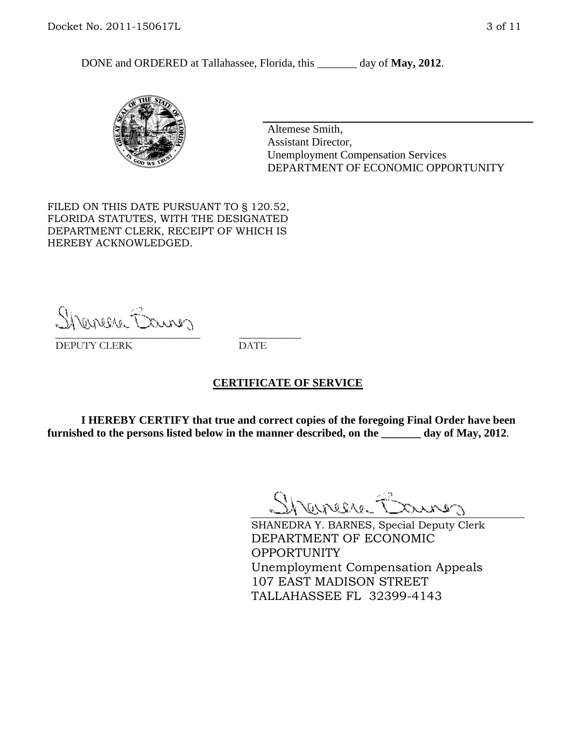DONE and ORDERED at Tallahassee, Florida, this _______ day of **May, 2012**.

Altemese Smith,
Assistant Director,
Unemployment Compensation Services
DEPARTMENT OF ECONOMIC OPPORTUNITY

FILED ON THIS DATE PURSUANT TO § 120.52, FLORIDA STATUTES, WITH THE DESIGNATED DEPARTMENT CLERK, RECEIPT OF WHICH IS HEREBY ACKNOWLEDGED.

___________________________ ___________
DEPUTY CLERK DATE

## CERTIFICATE OF SERVICE

**I HEREBY CERTIFY that true and correct copies of the foregoing Final Order have been furnished to the persons listed below in the manner described, on the _______ day of May, 2012**.

SHANEDRA Y. BARNES, Special Deputy Clerk
DEPARTMENT OF ECONOMIC OPPORTUNITY
Unemployment Compensation Appeals
107 EAST MADISON STREET
TALLAHASSEE FL 32399-4143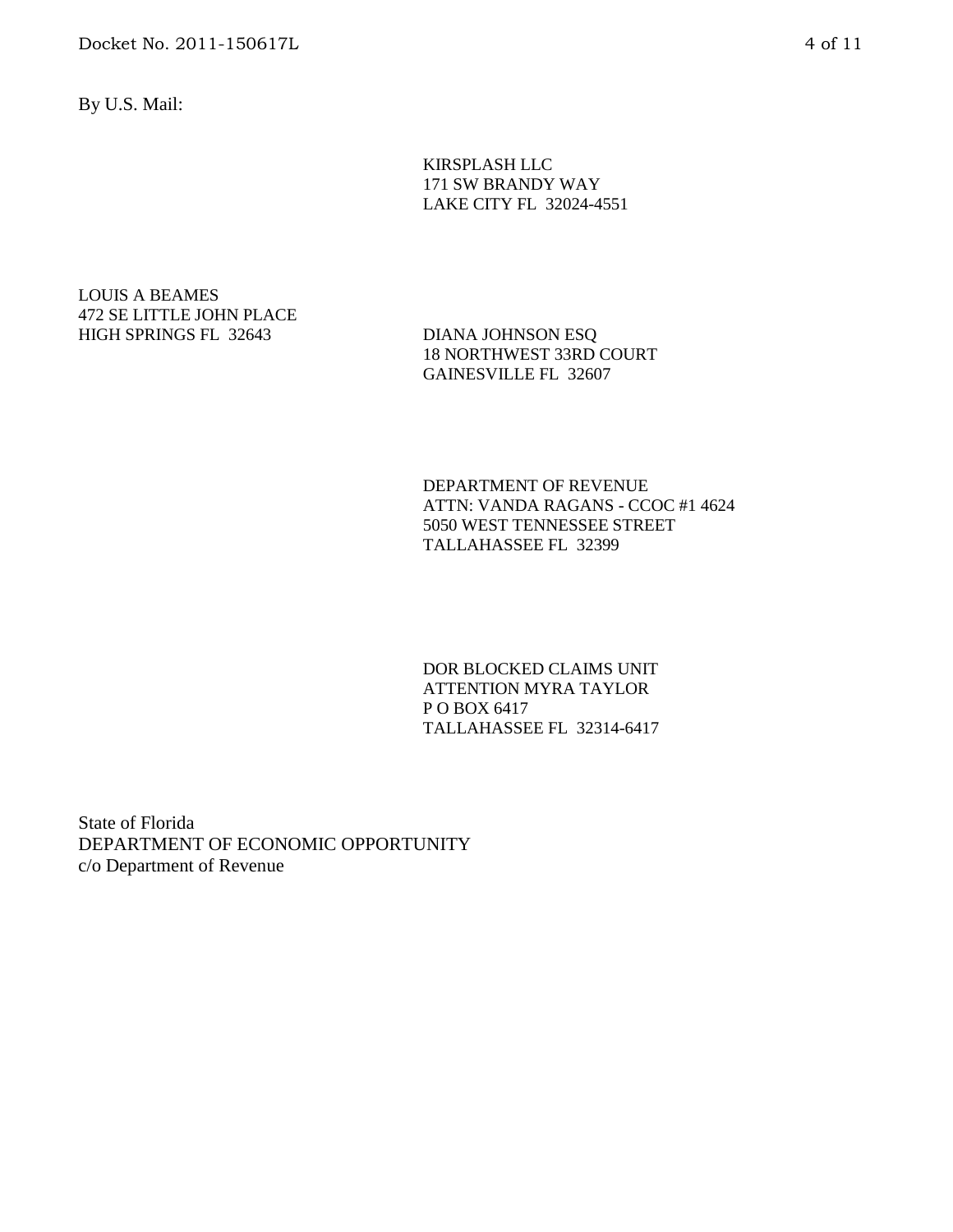By U.S. Mail:

KIRSPLASH LLC
171 SW BRANDY WAY
LAKE CITY FL 32024-4551

LOUIS A BEAMES
472 SE LITTLE JOHN PLACE
HIGH SPRINGS FL 32643

DIANA JOHNSON ESQ
18 NORTHWEST 33RD COURT
GAINESVILLE FL 32607

DEPARTMENT OF REVENUE
ATTN: VANDA RAGANS - CCOC #1 4624
5050 WEST TENNESSEE STREET
TALLAHASSEE FL 32399

DOR BLOCKED CLAIMS UNIT
ATTENTION MYRA TAYLOR
P O BOX 6417
TALLAHASSEE FL 32314-6417

State of Florida
DEPARTMENT OF ECONOMIC OPPORTUNITY
c/o Department of Revenue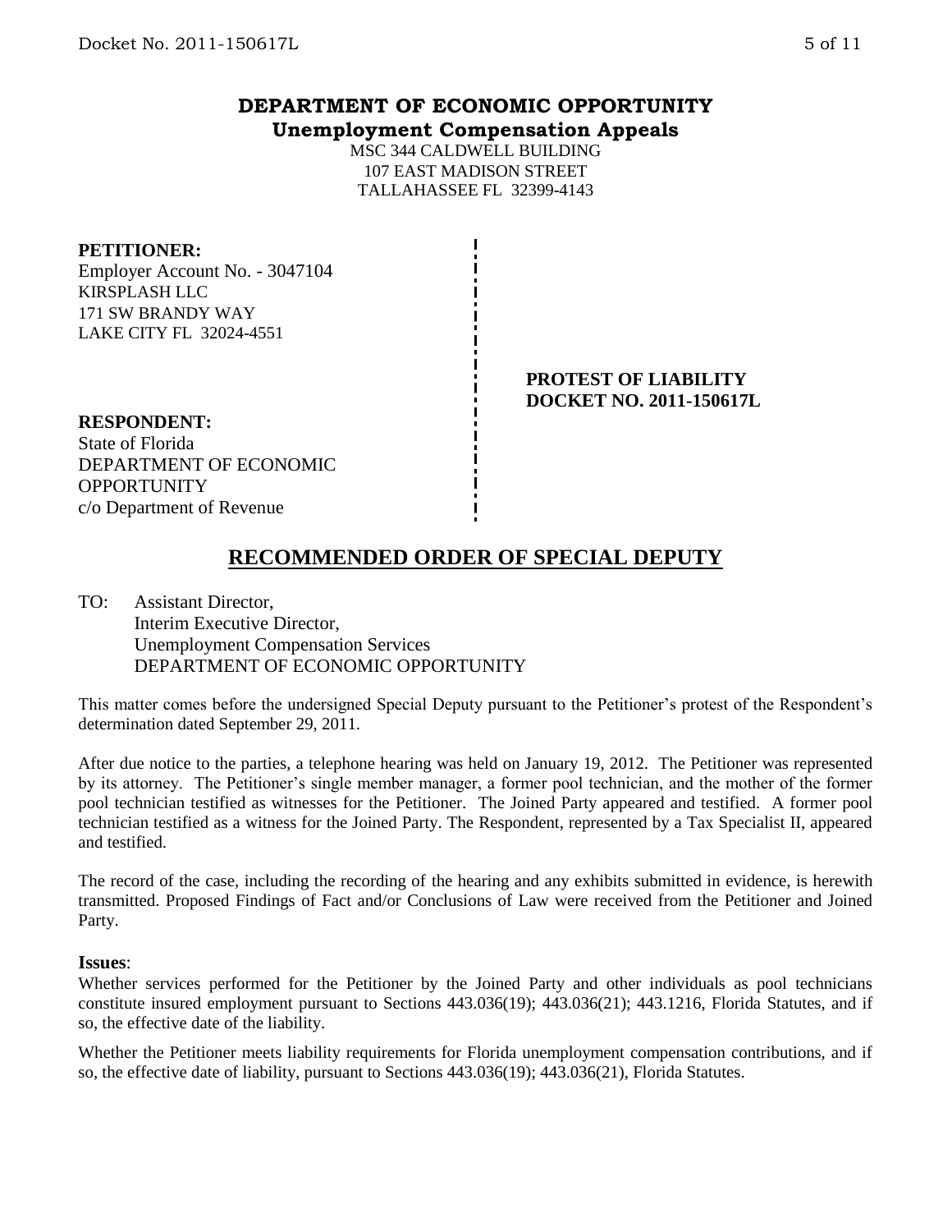# DEPARTMENT OF ECONOMIC OPPORTUNITY
## Unemployment Compensation Appeals

MSC 344 CALDWELL BUILDING
107 EAST MADISON STREET
TALLAHASSEE FL 32399-4143

**PETITIONER:**
Employer Account No. - 3047104
KIRSPLASH LLC
171 SW BRANDY WAY
LAKE CITY FL 32024-4551

**PROTEST OF LIABILITY**
**DOCKET NO. 2011-150617L**

**RESPONDENT:**
State of Florida
DEPARTMENT OF ECONOMIC OPPORTUNITY
c/o Department of Revenue

## RECOMMENDED ORDER OF SPECIAL DEPUTY

TO: Assistant Director,
Interim Executive Director,
Unemployment Compensation Services
DEPARTMENT OF ECONOMIC OPPORTUNITY

This matter comes before the undersigned Special Deputy pursuant to the Petitioner's protest of the Respondent's determination dated September 29, 2011.

After due notice to the parties, a telephone hearing was held on January 19, 2012. The Petitioner was represented by its attorney. The Petitioner's single member manager, a former pool technician, and the mother of the former pool technician testified as witnesses for the Petitioner. The Joined Party appeared and testified. A former pool technician testified as a witness for the Joined Party. The Respondent, represented by a Tax Specialist II, appeared and testified.

The record of the case, including the recording of the hearing and any exhibits submitted in evidence, is herewith transmitted. Proposed Findings of Fact and/or Conclusions of Law were received from the Petitioner and Joined Party.

**Issues**:
Whether services performed for the Petitioner by the Joined Party and other individuals as pool technicians constitute insured employment pursuant to Sections 443.036(19); 443.036(21); 443.1216, Florida Statutes, and if so, the effective date of the liability.

Whether the Petitioner meets liability requirements for Florida unemployment compensation contributions, and if so, the effective date of liability, pursuant to Sections 443.036(19); 443.036(21), Florida Statutes.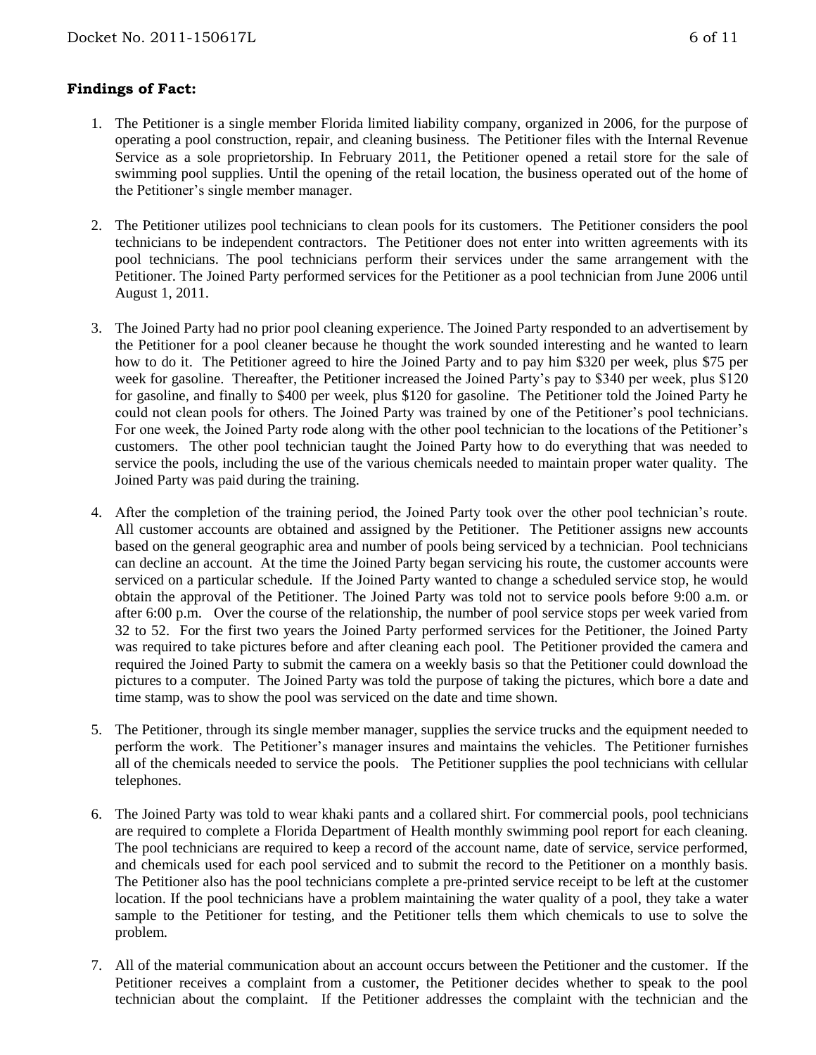**Findings of Fact:**

1. The Petitioner is a single member Florida limited liability company, organized in 2006, for the purpose of operating a pool construction, repair, and cleaning business. The Petitioner files with the Internal Revenue Service as a sole proprietorship. In February 2011, the Petitioner opened a retail store for the sale of swimming pool supplies. Until the opening of the retail location, the business operated out of the home of the Petitioner's single member manager.

2. The Petitioner utilizes pool technicians to clean pools for its customers. The Petitioner considers the pool technicians to be independent contractors. The Petitioner does not enter into written agreements with its pool technicians. The pool technicians perform their services under the same arrangement with the Petitioner. The Joined Party performed services for the Petitioner as a pool technician from June 2006 until August 1, 2011.

3. The Joined Party had no prior pool cleaning experience. The Joined Party responded to an advertisement by the Petitioner for a pool cleaner because he thought the work sounded interesting and he wanted to learn how to do it. The Petitioner agreed to hire the Joined Party and to pay him $320 per week, plus $75 per week for gasoline. Thereafter, the Petitioner increased the Joined Party's pay to $340 per week, plus $120 for gasoline, and finally to $400 per week, plus $120 for gasoline. The Petitioner told the Joined Party he could not clean pools for others. The Joined Party was trained by one of the Petitioner's pool technicians. For one week, the Joined Party rode along with the other pool technician to the locations of the Petitioner's customers. The other pool technician taught the Joined Party how to do everything that was needed to service the pools, including the use of the various chemicals needed to maintain proper water quality. The Joined Party was paid during the training.

4. After the completion of the training period, the Joined Party took over the other pool technician's route. All customer accounts are obtained and assigned by the Petitioner. The Petitioner assigns new accounts based on the general geographic area and number of pools being serviced by a technician. Pool technicians can decline an account. At the time the Joined Party began servicing his route, the customer accounts were serviced on a particular schedule. If the Joined Party wanted to change a scheduled service stop, he would obtain the approval of the Petitioner. The Joined Party was told not to service pools before 9:00 a.m. or after 6:00 p.m. Over the course of the relationship, the number of pool service stops per week varied from 32 to 52. For the first two years the Joined Party performed services for the Petitioner, the Joined Party was required to take pictures before and after cleaning each pool. The Petitioner provided the camera and required the Joined Party to submit the camera on a weekly basis so that the Petitioner could download the pictures to a computer. The Joined Party was told the purpose of taking the pictures, which bore a date and time stamp, was to show the pool was serviced on the date and time shown.

5. The Petitioner, through its single member manager, supplies the service trucks and the equipment needed to perform the work. The Petitioner's manager insures and maintains the vehicles. The Petitioner furnishes all of the chemicals needed to service the pools. The Petitioner supplies the pool technicians with cellular telephones.

6. The Joined Party was told to wear khaki pants and a collared shirt. For commercial pools, pool technicians are required to complete a Florida Department of Health monthly swimming pool report for each cleaning. The pool technicians are required to keep a record of the account name, date of service, service performed, and chemicals used for each pool serviced and to submit the record to the Petitioner on a monthly basis. The Petitioner also has the pool technicians complete a pre-printed service receipt to be left at the customer location. If the pool technicians have a problem maintaining the water quality of a pool, they take a water sample to the Petitioner for testing, and the Petitioner tells them which chemicals to use to solve the problem.

7. All of the material communication about an account occurs between the Petitioner and the customer. If the Petitioner receives a complaint from a customer, the Petitioner decides whether to speak to the pool technician about the complaint. If the Petitioner addresses the complaint with the technician and the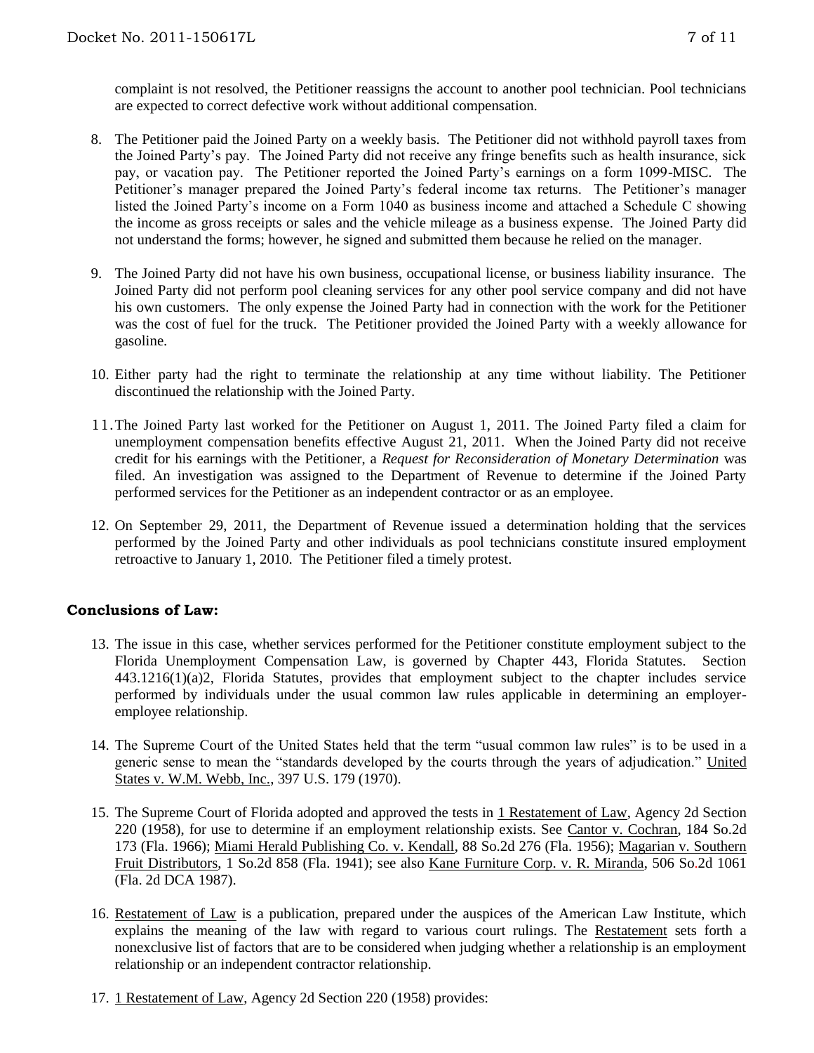complaint is not resolved, the Petitioner reassigns the account to another pool technician. Pool technicians are expected to correct defective work without additional compensation.

8. The Petitioner paid the Joined Party on a weekly basis. The Petitioner did not withhold payroll taxes from the Joined Party's pay. The Joined Party did not receive any fringe benefits such as health insurance, sick pay, or vacation pay. The Petitioner reported the Joined Party's earnings on a form 1099-MISC. The Petitioner's manager prepared the Joined Party's federal income tax returns. The Petitioner's manager listed the Joined Party's income on a Form 1040 as business income and attached a Schedule C showing the income as gross receipts or sales and the vehicle mileage as a business expense. The Joined Party did not understand the forms; however, he signed and submitted them because he relied on the manager.

9. The Joined Party did not have his own business, occupational license, or business liability insurance. The Joined Party did not perform pool cleaning services for any other pool service company and did not have his own customers. The only expense the Joined Party had in connection with the work for the Petitioner was the cost of fuel for the truck. The Petitioner provided the Joined Party with a weekly allowance for gasoline.

10. Either party had the right to terminate the relationship at any time without liability. The Petitioner discontinued the relationship with the Joined Party.

11. The Joined Party last worked for the Petitioner on August 1, 2011. The Joined Party filed a claim for unemployment compensation benefits effective August 21, 2011. When the Joined Party did not receive credit for his earnings with the Petitioner, a *Request for Reconsideration of Monetary Determination* was filed. An investigation was assigned to the Department of Revenue to determine if the Joined Party performed services for the Petitioner as an independent contractor or as an employee.

12. On September 29, 2011, the Department of Revenue issued a determination holding that the services performed by the Joined Party and other individuals as pool technicians constitute insured employment retroactive to January 1, 2010. The Petitioner filed a timely protest.

## Conclusions of Law:

13. The issue in this case, whether services performed for the Petitioner constitute employment subject to the Florida Unemployment Compensation Law, is governed by Chapter 443, Florida Statutes. Section 443.1216(1)(a)2, Florida Statutes, provides that employment subject to the chapter includes service performed by individuals under the usual common law rules applicable in determining an employer-employee relationship.

14. The Supreme Court of the United States held that the term "usual common law rules" is to be used in a generic sense to mean the "standards developed by the courts through the years of adjudication." United States v. W.M. Webb, Inc., 397 U.S. 179 (1970).

15. The Supreme Court of Florida adopted and approved the tests in 1 Restatement of Law, Agency 2d Section 220 (1958), for use to determine if an employment relationship exists. See Cantor v. Cochran, 184 So.2d 173 (Fla. 1966); Miami Herald Publishing Co. v. Kendall, 88 So.2d 276 (Fla. 1956); Magarian v. Southern Fruit Distributors, 1 So.2d 858 (Fla. 1941); see also Kane Furniture Corp. v. R. Miranda, 506 So.2d 1061 (Fla. 2d DCA 1987).

16. Restatement of Law is a publication, prepared under the auspices of the American Law Institute, which explains the meaning of the law with regard to various court rulings. The Restatement sets forth a nonexclusive list of factors that are to be considered when judging whether a relationship is an employment relationship or an independent contractor relationship.

17. 1 Restatement of Law, Agency 2d Section 220 (1958) provides: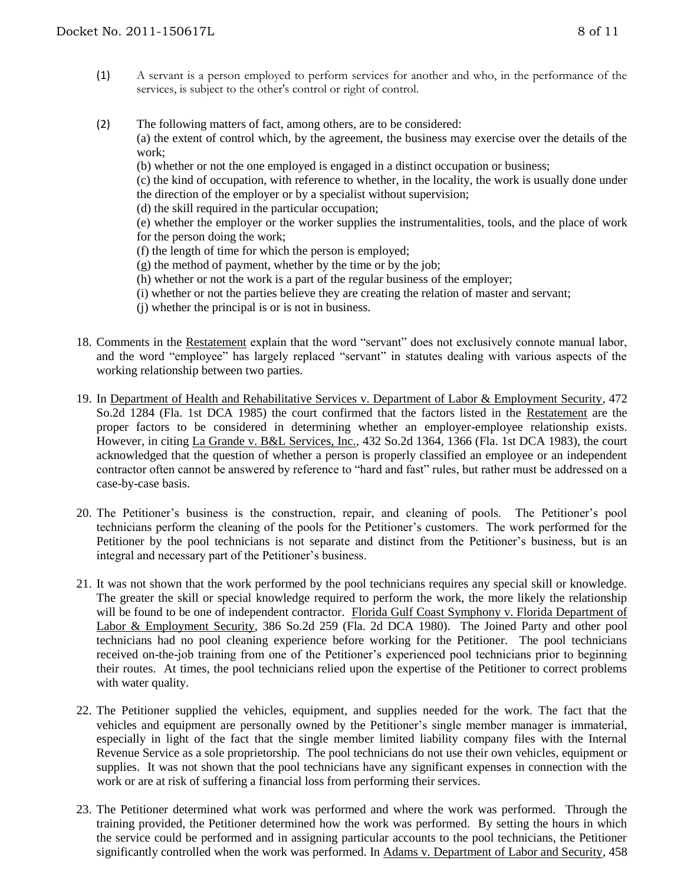(1) A servant is a person employed to perform services for another and who, in the performance of the services, is subject to the other's control or right of control.

(2) The following matters of fact, among others, are to be considered:
(a) the extent of control which, by the agreement, the business may exercise over the details of the work;
(b) whether or not the one employed is engaged in a distinct occupation or business;
(c) the kind of occupation, with reference to whether, in the locality, the work is usually done under the direction of the employer or by a specialist without supervision;
(d) the skill required in the particular occupation;
(e) whether the employer or the worker supplies the instrumentalities, tools, and the place of work for the person doing the work;
(f) the length of time for which the person is employed;
(g) the method of payment, whether by the time or by the job;
(h) whether or not the work is a part of the regular business of the employer;
(i) whether or not the parties believe they are creating the relation of master and servant;
(j) whether the principal is or is not in business.

18. Comments in the Restatement explain that the word "servant" does not exclusively connote manual labor, and the word "employee" has largely replaced "servant" in statutes dealing with various aspects of the working relationship between two parties.

19. In Department of Health and Rehabilitative Services v. Department of Labor & Employment Security, 472 So.2d 1284 (Fla. 1st DCA 1985) the court confirmed that the factors listed in the Restatement are the proper factors to be considered in determining whether an employer-employee relationship exists. However, in citing La Grande v. B&L Services, Inc., 432 So.2d 1364, 1366 (Fla. 1st DCA 1983), the court acknowledged that the question of whether a person is properly classified an employee or an independent contractor often cannot be answered by reference to "hard and fast" rules, but rather must be addressed on a case-by-case basis.

20. The Petitioner's business is the construction, repair, and cleaning of pools. The Petitioner's pool technicians perform the cleaning of the pools for the Petitioner's customers. The work performed for the Petitioner by the pool technicians is not separate and distinct from the Petitioner's business, but is an integral and necessary part of the Petitioner's business.

21. It was not shown that the work performed by the pool technicians requires any special skill or knowledge. The greater the skill or special knowledge required to perform the work, the more likely the relationship will be found to be one of independent contractor. Florida Gulf Coast Symphony v. Florida Department of Labor & Employment Security, 386 So.2d 259 (Fla. 2d DCA 1980). The Joined Party and other pool technicians had no pool cleaning experience before working for the Petitioner. The pool technicians received on-the-job training from one of the Petitioner's experienced pool technicians prior to beginning their routes. At times, the pool technicians relied upon the expertise of the Petitioner to correct problems with water quality.

22. The Petitioner supplied the vehicles, equipment, and supplies needed for the work. The fact that the vehicles and equipment are personally owned by the Petitioner's single member manager is immaterial, especially in light of the fact that the single member limited liability company files with the Internal Revenue Service as a sole proprietorship. The pool technicians do not use their own vehicles, equipment or supplies. It was not shown that the pool technicians have any significant expenses in connection with the work or are at risk of suffering a financial loss from performing their services.

23. The Petitioner determined what work was performed and where the work was performed. Through the training provided, the Petitioner determined how the work was performed. By setting the hours in which the service could be performed and in assigning particular accounts to the pool technicians, the Petitioner significantly controlled when the work was performed. In Adams v. Department of Labor and Security, 458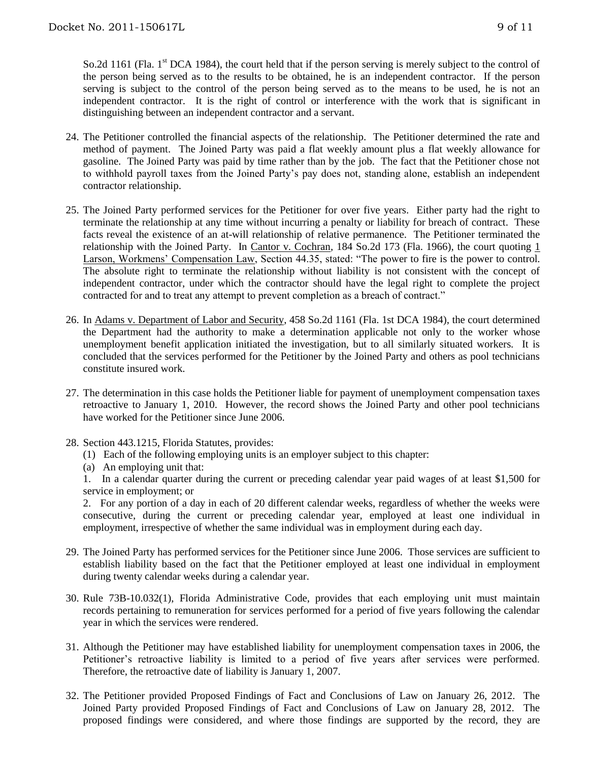So.2d 1161 (Fla. 1st DCA 1984), the court held that if the person serving is merely subject to the control of the person being served as to the results to be obtained, he is an independent contractor. If the person serving is subject to the control of the person being served as to the means to be used, he is not an independent contractor. It is the right of control or interference with the work that is significant in distinguishing between an independent contractor and a servant.

24. The Petitioner controlled the financial aspects of the relationship. The Petitioner determined the rate and method of payment. The Joined Party was paid a flat weekly amount plus a flat weekly allowance for gasoline. The Joined Party was paid by time rather than by the job. The fact that the Petitioner chose not to withhold payroll taxes from the Joined Party's pay does not, standing alone, establish an independent contractor relationship.

25. The Joined Party performed services for the Petitioner for over five years. Either party had the right to terminate the relationship at any time without incurring a penalty or liability for breach of contract. These facts reveal the existence of an at-will relationship of relative permanence. The Petitioner terminated the relationship with the Joined Party. In Cantor v. Cochran, 184 So.2d 173 (Fla. 1966), the court quoting 1 Larson, Workmens' Compensation Law, Section 44.35, stated: "The power to fire is the power to control. The absolute right to terminate the relationship without liability is not consistent with the concept of independent contractor, under which the contractor should have the legal right to complete the project contracted for and to treat any attempt to prevent completion as a breach of contract."

26. In Adams v. Department of Labor and Security, 458 So.2d 1161 (Fla. 1st DCA 1984), the court determined the Department had the authority to make a determination applicable not only to the worker whose unemployment benefit application initiated the investigation, but to all similarly situated workers. It is concluded that the services performed for the Petitioner by the Joined Party and others as pool technicians constitute insured work.

27. The determination in this case holds the Petitioner liable for payment of unemployment compensation taxes retroactive to January 1, 2010. However, the record shows the Joined Party and other pool technicians have worked for the Petitioner since June 2006.

28. Section 443.1215, Florida Statutes, provides:
    (1) Each of the following employing units is an employer subject to this chapter:
    (a) An employing unit that:
    1. In a calendar quarter during the current or preceding calendar year paid wages of at least $1,500 for service in employment; or
    2. For any portion of a day in each of 20 different calendar weeks, regardless of whether the weeks were consecutive, during the current or preceding calendar year, employed at least one individual in employment, irrespective of whether the same individual was in employment during each day.

29. The Joined Party has performed services for the Petitioner since June 2006. Those services are sufficient to establish liability based on the fact that the Petitioner employed at least one individual in employment during twenty calendar weeks during a calendar year.

30. Rule 73B-10.032(1), Florida Administrative Code, provides that each employing unit must maintain records pertaining to remuneration for services performed for a period of five years following the calendar year in which the services were rendered.

31. Although the Petitioner may have established liability for unemployment compensation taxes in 2006, the Petitioner's retroactive liability is limited to a period of five years after services were performed. Therefore, the retroactive date of liability is January 1, 2007.

32. The Petitioner provided Proposed Findings of Fact and Conclusions of Law on January 26, 2012. The Joined Party provided Proposed Findings of Fact and Conclusions of Law on January 28, 2012. The proposed findings were considered, and where those findings are supported by the record, they are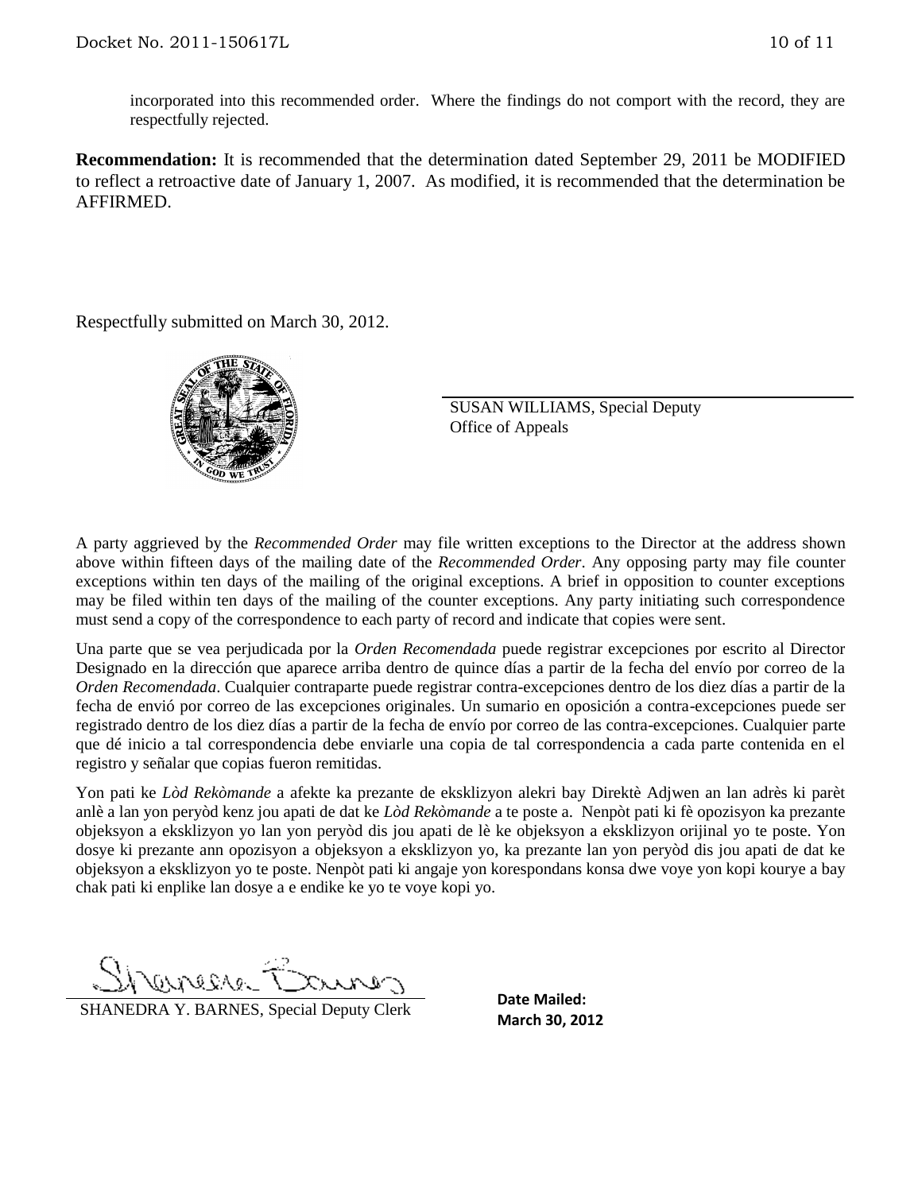incorporated into this recommended order. Where the findings do not comport with the record, they are respectfully rejected.

**Recommendation:** It is recommended that the determination dated September 29, 2011 be MODIFIED to reflect a retroactive date of January 1, 2007. As modified, it is recommended that the determination be AFFIRMED.

Respectfully submitted on March 30, 2012.

SUSAN WILLIAMS, Special Deputy
Office of Appeals

A party aggrieved by the *Recommended Order* may file written exceptions to the Director at the address shown above within fifteen days of the mailing date of the *Recommended Order*. Any opposing party may file counter exceptions within ten days of the mailing of the original exceptions. A brief in opposition to counter exceptions may be filed within ten days of the mailing of the counter exceptions. Any party initiating such correspondence must send a copy of the correspondence to each party of record and indicate that copies were sent.

Una parte que se vea perjudicada por la *Orden Recomendada* puede registrar excepciones por escrito al Director Designado en la dirección que aparece arriba dentro de quince días a partir de la fecha del envío por correo de la *Orden Recomendada*. Cualquier contraparte puede registrar contra-excepciones dentro de los diez días a partir de la fecha de envió por correo de las excepciones originales. Un sumario en oposición a contra-excepciones puede ser registrado dentro de los diez días a partir de la fecha de envío por correo de las contra-excepciones. Cualquier parte que dé inicio a tal correspondencia debe enviarle una copia de tal correspondencia a cada parte contenida en el registro y señalar que copias fueron remitidas.

Yon pati ke *Lòd Rekòmande* a afekte ka prezante de eksklizyon alekri bay Direktè Adjwen an lan adrès ki parèt anlè a lan yon peryòd kenz jou apati de dat ke *Lòd Rekòmande* a te poste a. Nenpòt pati ki fè opozisyon ka prezante objeksyon a eksklizyon yo lan yon peryòd dis jou apati de lè ke objeksyon a eksklizyon orijinal yo te poste. Yon dosye ki prezante ann opozisyon a objeksyon a eksklizyon yo, ka prezante lan yon peryòd dis jou apati de dat ke objeksyon a eksklizyon yo te poste. Nenpòt pati ki angaje yon korespondans konsa dwe voye yon kopi kourye a bay chak pati ki enplike lan dosye a e endike ke yo te voye kopi yo.

SHANEDRA Y. BARNES, Special Deputy Clerk

**Date Mailed:**
**March 30, 2012**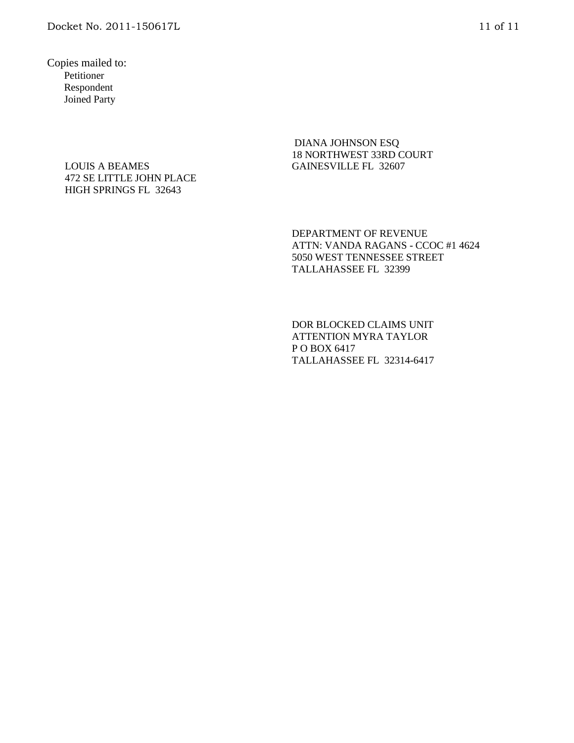Copies mailed to:
Petitioner
Respondent
Joined Party

LOUIS A BEAMES
472 SE LITTLE JOHN PLACE
HIGH SPRINGS FL 32643

DIANA JOHNSON ESQ
18 NORTHWEST 33RD COURT
GAINESVILLE FL 32607

DEPARTMENT OF REVENUE
ATTN: VANDA RAGANS - CCOC #1 4624
5050 WEST TENNESSEE STREET
TALLAHASSEE FL 32399

DOR BLOCKED CLAIMS UNIT
ATTENTION MYRA TAYLOR
P O BOX 6417
TALLAHASSEE FL 32314-6417